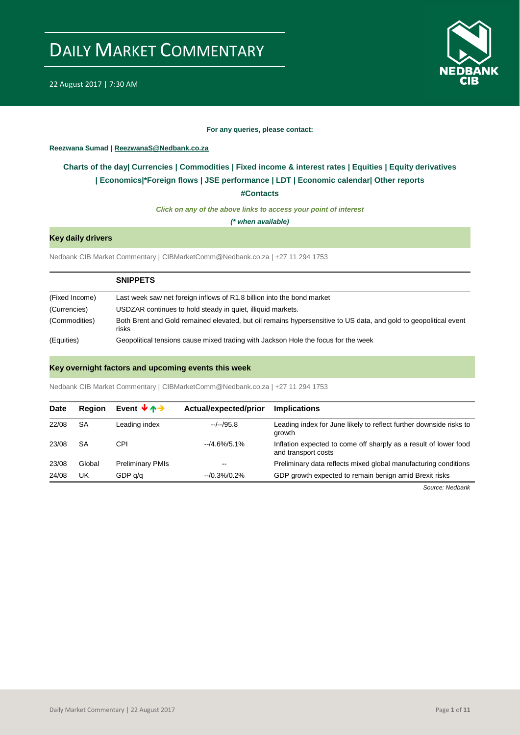# DAILY MARKET COMMENTARY

22 August 2017 | 7:30 AM

**For any queries, please contact:**

**Reezwana Sumad | ReezwanaS@Nedbank.co.za**

**Charts of the day| Currencies | Commodities | Fixed income & interest rates | Equities | Equity derivatives | Economics|*Foreign flows | JSE performance | LDT | Economic calendar| Other reports**

**#Contacts**

***Click on any of the above links to access your point of interest***

***(* when available)***

## Key daily drivers

Nedbank CIB Market Commentary | CIBMarketComm@Nedbank.co.za | +27 11 294 1753

| | SNIPPETS |
|---|---|
| (Fixed Income) | Last week saw net foreign inflows of R1.8 billion into the bond market |
| (Currencies) | USDZAR continues to hold steady in quiet, illiquid markets. |
| (Commodities) | Both Brent and Gold remained elevated, but oil remains hypersensitive to US data, and gold to geopolitical event risks |
| (Equities) | Geopolitical tensions cause mixed trading with Jackson Hole the focus for the week |

## Key overnight factors and upcoming events this week

Nedbank CIB Market Commentary | CIBMarketComm@Nedbank.co.za | +27 11 294 1753

| Date | Region | Event | Actual/expected/prior | Implications |
|---|---|---|---|---|
| 22/08 | SA | Leading index | --/--/95.8 | Leading index for June likely to reflect further downside risks to growth |
| 23/08 | SA | CPI | --/4.6%/5.1% | Inflation expected to come off sharply as a result of lower food and transport costs |
| 23/08 | Global | Preliminary PMIs | -- | Preliminary data reflects mixed global manufacturing conditions |
| 24/08 | UK | GDP q/q | --/0.3%/0.2% | GDP growth expected to remain benign amid Brexit risks |

*Source: Nedbank*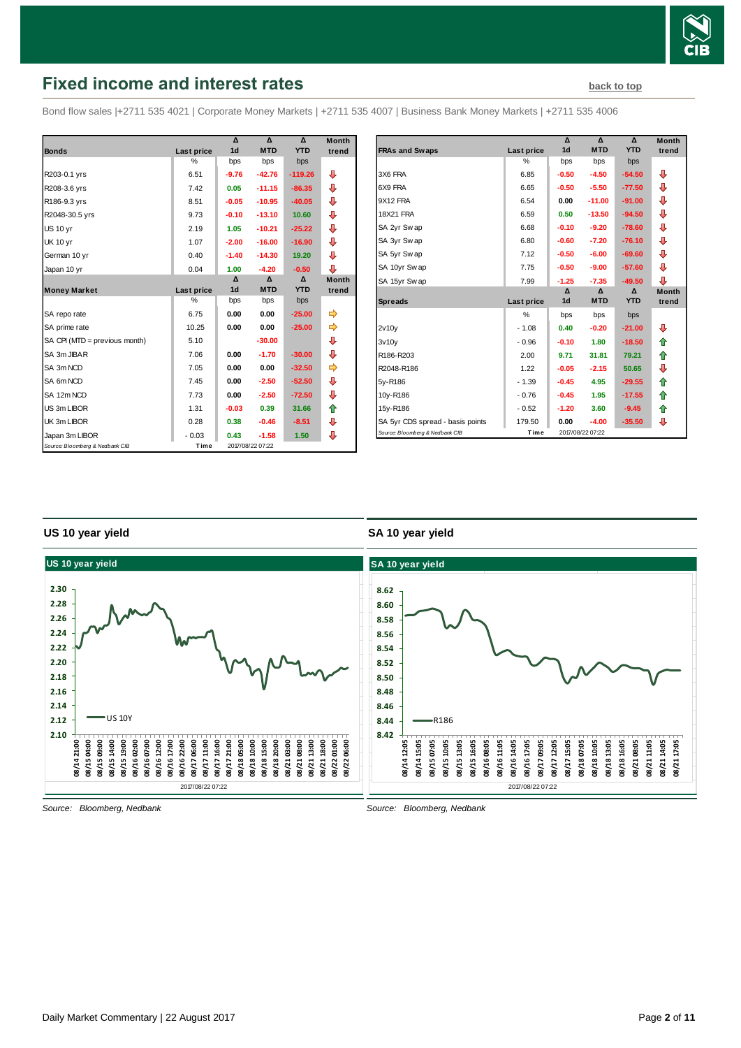# Fixed income and interest rates

back to top

Bond flow sales |+2711 535 4021 | Corporate Money Markets | +2711 535 4007 | Business Bank Money Markets | +2711 535 4006

| Bonds | Last price | Δ 1d | Δ MTD | Δ YTD | Month trend |
|---|---|---|---|---|---|
| | % | bps | bps | bps | |
| R203-0.1 yrs | 6.51 | -9.76 | -42.76 | -119.26 | ⇩ |
| R208-3.6 yrs | 7.42 | 0.05 | -11.15 | -86.35 | ⇩ |
| R186-9.3 yrs | 8.51 | -0.05 | -10.95 | -40.05 | ⇩ |
| R2048-30.5 yrs | 9.73 | -0.10 | -13.10 | 10.60 | ⇩ |
| US 10 yr | 2.19 | 1.05 | -10.21 | -25.22 | ⇩ |
| UK 10 yr | 1.07 | -2.00 | -16.00 | -16.90 | ⇩ |
| German 10 yr | 0.40 | -1.40 | -14.30 | 19.20 | ⇩ |
| Japan 10 yr | 0.04 | 1.00 | -4.20 | -0.50 | ⇩ |
| **Money Market** | **Last price** | **Δ 1d** | **Δ MTD** | **Δ YTD** | **Month trend** |
| | % | bps | bps | bps | |
| SA repo rate | 6.75 | 0.00 | 0.00 | -25.00 | ⇨ |
| SA prime rate | 10.25 | 0.00 | 0.00 | -25.00 | ⇨ |
| SA CPI (MTD = previous month) | 5.10 | | -30.00 | | ⇩ |
| SA 3m JIBAR | 7.06 | 0.00 | -1.70 | -30.00 | ⇩ |
| SA 3m NCD | 7.05 | 0.00 | 0.00 | -32.50 | ⇨ |
| SA 6m NCD | 7.45 | 0.00 | -2.50 | -52.50 | ⇩ |
| SA 12m NCD | 7.73 | 0.00 | -2.50 | -72.50 | ⇩ |
| US 3m LIBOR | 1.31 | -0.03 | 0.39 | 31.66 | ⇧ |
| UK 3m LIBOR | 0.28 | 0.38 | -0.46 | -8.51 | ⇩ |
| Japan 3m LIBOR | - 0.03 | 0.43 | -1.58 | 1.50 | ⇩ |

Source: Bloomberg & Nedbank CIB | Time 2017/08/22 07:22

| FRAs and Swaps | Last price | Δ 1d | Δ MTD | Δ YTD | Month trend |
|---|---|---|---|---|---|
| | % | bps | bps | bps | |
| 3X6 FRA | 6.85 | -0.50 | -4.50 | -54.50 | ⇩ |
| 6X9 FRA | 6.65 | -0.50 | -5.50 | -77.50 | ⇩ |
| 9X12 FRA | 6.54 | 0.00 | -11.00 | -91.00 | ⇩ |
| 18X21 FRA | 6.59 | 0.50 | -13.50 | -94.50 | ⇩ |
| SA 2yr Swap | 6.68 | -0.10 | -9.20 | -78.60 | ⇩ |
| SA 3yr Swap | 6.80 | -0.60 | -7.20 | -76.10 | ⇩ |
| SA 5yr Swap | 7.12 | -0.50 | -6.00 | -69.60 | ⇩ |
| SA 10yr Swap | 7.75 | -0.50 | -9.00 | -57.60 | ⇩ |
| SA 15yr Swap | 7.99 | -1.25 | -7.35 | -49.50 | ⇩ |
| **Spreads** | **Last price** | **Δ 1d** | **Δ MTD** | **Δ YTD** | **Month trend** |
| | % | bps | bps | bps | |
| 2v10y | - 1.08 | 0.40 | -0.20 | -21.00 | ⇩ |
| 3v10y | - 0.96 | -0.10 | 1.80 | -18.50 | ⇧ |
| R186-R203 | 2.00 | 9.71 | 31.81 | 79.21 | ⇧ |
| R2048-R186 | 1.22 | -0.05 | -2.15 | 50.65 | ⇩ |
| 5y-R186 | - 1.39 | -0.45 | 4.95 | -29.55 | ⇧ |
| 10y-R186 | - 0.76 | -0.45 | 1.95 | -17.55 | ⇧ |
| 15y-R186 | - 0.52 | -1.20 | 3.60 | -9.45 | ⇧ |
| SA 5yr CDS spread - basis points | 179.50 | 0.00 | -4.00 | -35.50 | ⇩ |

Source: Bloomberg & Nedbank CIB | Time 2017/08/22 07:22

## US 10 year yield

Source: Bloomberg, Nedbank

## SA 10 year yield

Source: Bloomberg, Nedbank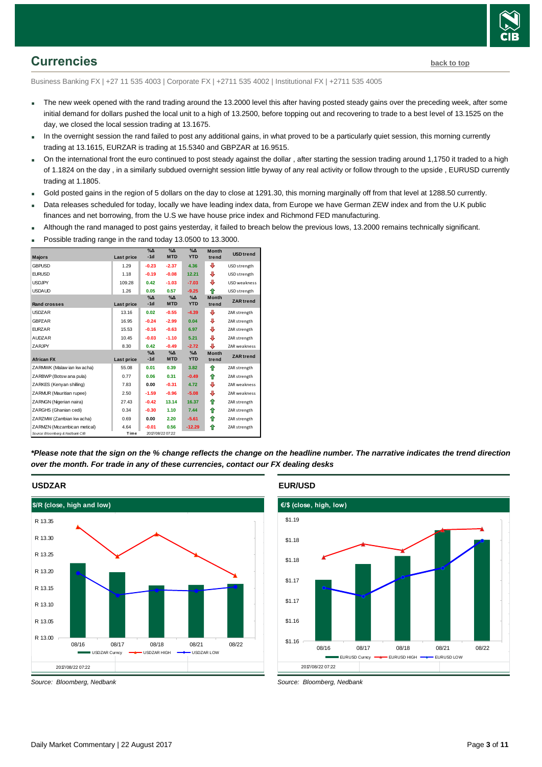## Currencies

back to top

Business Banking FX | +27 11 535 4003 | Corporate FX | +2711 535 4002 | Institutional FX | +2711 535 4005

- The new week opened with the rand trading around the 13.2000 level this after having posted steady gains over the preceding week, after some initial demand for dollars pushed the local unit to a high of 13.2500, before topping out and recovering to trade to a best level of 13.1525 on the day, we closed the local session trading at 13.1675.
- In the overnight session the rand failed to post any additional gains, in what proved to be a particularly quiet session, this morning currently trading at 13.1615, EURZAR is trading at 15.5340 and GBPZAR at 16.9515.
- On the international front the euro continued to post steady against the dollar , after starting the session trading around 1,1750 it traded to a high of 1.1824 on the day , in a similarly subdued overnight session little byway of any real activity or follow through to the upside , EURUSD currently trading at 1.1805.
- Gold posted gains in the region of 5 dollars on the day to close at 1291.30, this morning marginally off from that level at 1288.50 currently.
- Data releases scheduled for today, locally we have leading index data, from Europe we have German ZEW index and from the U.K public finances and net borrowing, from the U.S we have house price index and Richmond FED manufacturing.
- Although the rand managed to post gains yesterday, it failed to breach below the previous lows, 13.2000 remains technically significant.
- Possible trading range in the rand today 13.0500 to 13.3000.

| Majors | Last price | %Δ -1d | %Δ MTD | %Δ YTD | Month trend | USD trend |
|---|---|---|---|---|---|---|
| GBPUSD | 1.29 | -0.23 | -2.37 | 4.36 | ⇩ | USD strength |
| EURUSD | 1.18 | -0.19 | -0.08 | 12.21 | ⇩ | USD strength |
| USDJPY | 109.28 | 0.42 | -1.03 | -7.03 | ⇩ | USD weakness |
| USDAUD | 1.26 | 0.05 | 0.57 | -9.25 | ⇧ | USD strength |
| **Rand crosses** | **Last price** | **%Δ -1d** | **%Δ MTD** | **%Δ YTD** | **Month trend** | **ZAR trend** |
| USDZAR | 13.16 | 0.02 | -0.55 | -4.39 | ⇩ | ZAR strength |
| GBPZAR | 16.95 | -0.24 | -2.99 | 0.04 | ⇩ | ZAR strength |
| EURZAR | 15.53 | -0.16 | -0.63 | 6.97 | ⇩ | ZAR strength |
| AUDZAR | 10.45 | -0.03 | -1.10 | 5.21 | ⇩ | ZAR strength |
| ZARJPY | 8.30 | 0.42 | -0.49 | -2.72 | ⇩ | ZAR weakness |
| **African FX** | **Last price** | **%Δ -1d** | **%Δ MTD** | **%Δ YTD** | **Month trend** | **ZAR trend** |
| ZARMWK (Malawian kwacha) | 55.08 | 0.01 | 0.39 | 3.82 | ⇧ | ZAR strength |
| ZARBWP (Botswana pula) | 0.77 | 0.06 | 0.31 | -0.49 | ⇧ | ZAR strength |
| ZARKES (Kenyan shilling) | 7.83 | 0.00 | -0.31 | 4.72 | ⇩ | ZAR weakness |
| ZARMUR (Mauritian rupee) | 2.50 | -1.59 | -0.96 | -5.08 | ⇩ | ZAR weakness |
| ZARNGN (Nigerian naira) | 27.43 | -0.42 | 13.14 | 16.37 | ⇧ | ZAR strength |
| ZARGHS (Ghanian cedi) | 0.34 | -0.30 | 1.10 | 7.44 | ⇧ | ZAR strength |
| ZARZMW (Zambian kwacha) | 0.69 | 0.00 | 2.20 | -5.61 | ⇧ | ZAR strength |
| ZARMZN (Mozambican metical) | 4.64 | -0.01 | 0.56 | -12.29 | ⇧ | ZAR strength |
| Source: Bloomberg & Nedbank CIB | Time | 2017/08/22 07:22 | | | | |

***Please note that the sign on the % change reflects the change on the headline number. The narrative indicates the trend direction over the month. For trade in any of these currencies, contact our FX dealing desks**

### USDZAR

Source: Bloomberg, Nedbank

### EUR/USD

Source: Bloomberg, Nedbank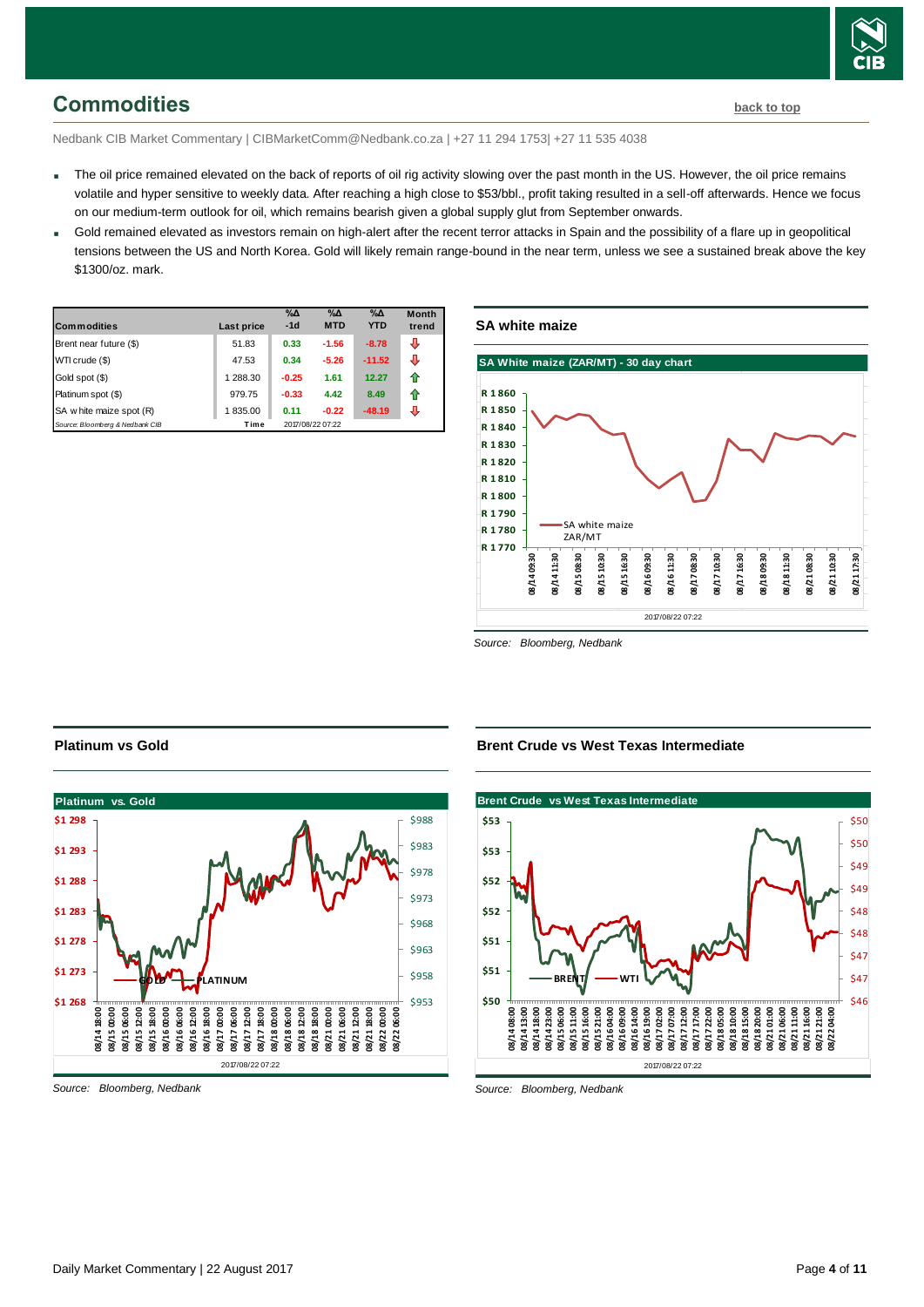## Commodities

back to top

Nedbank CIB Market Commentary | CIBMarketComm@Nedbank.co.za | +27 11 294 1753| +27 11 535 4038

- The oil price remained elevated on the back of reports of oil rig activity slowing over the past month in the US. However, the oil price remains volatile and hyper sensitive to weekly data. After reaching a high close to $53/bbl., profit taking resulted in a sell-off afterwards. Hence we focus on our medium-term outlook for oil, which remains bearish given a global supply glut from September onwards.
- Gold remained elevated as investors remain on high-alert after the recent terror attacks in Spain and the possibility of a flare up in geopolitical tensions between the US and North Korea. Gold will likely remain range-bound in the near term, unless we see a sustained break above the key $1300/oz. mark.

| Commodities | Last price | %Δ -1d | %Δ MTD | %Δ YTD | Month trend |
|---|---|---|---|---|---|
| Brent near future ($) | 51.83 | 0.33 | -1.56 | -8.78 | ⇩ |
| WTI crude ($) | 47.53 | 0.34 | -5.26 | -11.52 | ⇩ |
| Gold spot ($) | 1 288.30 | -0.25 | 1.61 | 12.27 | ⇧ |
| Platinum spot ($) | 979.75 | -0.33 | 4.42 | 8.49 | ⇧ |
| SA white maize spot (R) | 1 835.00 | 0.11 | -0.22 | -48.19 | ⇩ |
| Source: Bloomberg & Nedbank CIB | Time | 2017/08/22 07:22 | | | |

### SA white maize

Source: Bloomberg, Nedbank

### Platinum vs Gold

Source: Bloomberg, Nedbank

### Brent Crude vs West Texas Intermediate

Source: Bloomberg, Nedbank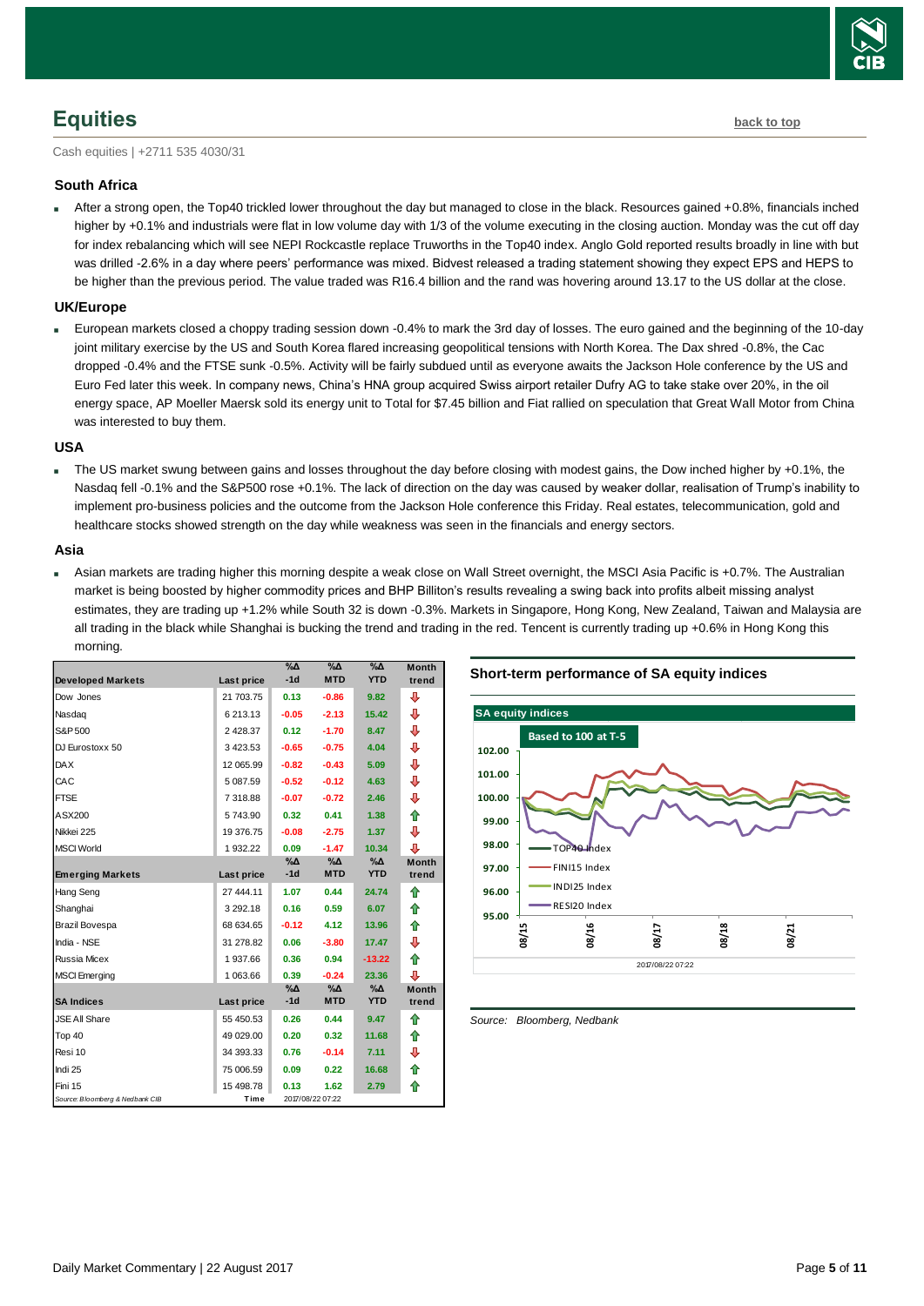## Equities

back to top

Cash equities | +2711 535 4030/31

### South Africa

- After a strong open, the Top40 trickled lower throughout the day but managed to close in the black. Resources gained +0.8%, financials inched higher by +0.1% and industrials were flat in low volume day with 1/3 of the volume executing in the closing auction. Monday was the cut off day for index rebalancing which will see NEPI Rockcastle replace Truworths in the Top40 index. Anglo Gold reported results broadly in line with but was drilled -2.6% in a day where peers' performance was mixed. Bidvest released a trading statement showing they expect EPS and HEPS to be higher than the previous period. The value traded was R16.4 billion and the rand was hovering around 13.17 to the US dollar at the close.

### UK/Europe

- European markets closed a choppy trading session down -0.4% to mark the 3rd day of losses. The euro gained and the beginning of the 10-day joint military exercise by the US and South Korea flared increasing geopolitical tensions with North Korea. The Dax shred -0.8%, the Cac dropped -0.4% and the FTSE sunk -0.5%. Activity will be fairly subdued until as everyone awaits the Jackson Hole conference by the US and Euro Fed later this week. In company news, China's HNA group acquired Swiss airport retailer Dufry AG to take stake over 20%, in the oil energy space, AP Moeller Maersk sold its energy unit to Total for $7.45 billion and Fiat rallied on speculation that Great Wall Motor from China was interested to buy them.

### USA

- The US market swung between gains and losses throughout the day before closing with modest gains, the Dow inched higher by +0.1%, the Nasdaq fell -0.1% and the S&P500 rose +0.1%. The lack of direction on the day was caused by weaker dollar, realisation of Trump's inability to implement pro-business policies and the outcome from the Jackson Hole conference this Friday. Real estates, telecommunication, gold and healthcare stocks showed strength on the day while weakness was seen in the financials and energy sectors.

### Asia

- Asian markets are trading higher this morning despite a weak close on Wall Street overnight, the MSCI Asia Pacific is +0.7%. The Australian market is being boosted by higher commodity prices and BHP Billiton's results revealing a swing back into profits albeit missing analyst estimates, they are trading up +1.2% while South 32 is down -0.3%. Markets in Singapore, Hong Kong, New Zealand, Taiwan and Malaysia are all trading in the black while Shanghai is bucking the trend and trading in the red. Tencent is currently trading up +0.6% in Hong Kong this morning.

| Developed Markets | Last price | %Δ -1d | %Δ MTD | %Δ YTD | Month trend |
|---|---|---|---|---|---|
| Dow Jones | 21 703.75 | 0.13 | -0.86 | 9.82 | ⇩ |
| Nasdaq | 6 213.13 | -0.05 | -2.13 | 15.42 | ⇩ |
| S&P 500 | 2 428.37 | 0.12 | -1.70 | 8.47 | ⇩ |
| DJ Eurostoxx 50 | 3 423.53 | -0.65 | -0.75 | 4.04 | ⇩ |
| DAX | 12 065.99 | -0.82 | -0.43 | 5.09 | ⇩ |
| CAC | 5 087.59 | -0.52 | -0.12 | 4.63 | ⇩ |
| FTSE | 7 318.88 | -0.07 | -0.72 | 2.46 | ⇩ |
| ASX200 | 5 743.90 | 0.32 | 0.41 | 1.38 | ⇧ |
| Nikkei 225 | 19 376.75 | -0.08 | -2.75 | 1.37 | ⇩ |
| MSCI World | 1 932.22 | 0.09 | -1.47 | 10.34 | ⇩ |
| **Emerging Markets** | **Last price** | **%Δ -1d** | **%Δ MTD** | **%Δ YTD** | **Month trend** |
| Hang Seng | 27 444.11 | 1.07 | 0.44 | 24.74 | ⇧ |
| Shanghai | 3 292.18 | 0.16 | 0.59 | 6.07 | ⇧ |
| Brazil Bovespa | 68 634.65 | -0.12 | 4.12 | 13.96 | ⇧ |
| India - NSE | 31 278.82 | 0.06 | -3.80 | 17.47 | ⇩ |
| Russia Micex | 1 937.66 | 0.36 | 0.94 | -13.22 | ⇧ |
| MSCI Emerging | 1 063.66 | 0.39 | -0.24 | 23.36 | ⇩ |
| **SA Indices** | **Last price** | **%Δ -1d** | **%Δ MTD** | **%Δ YTD** | **Month trend** |
| JSE All Share | 55 450.53 | 0.26 | 0.44 | 9.47 | ⇧ |
| Top 40 | 49 029.00 | 0.20 | 0.32 | 11.68 | ⇧ |
| Resi 10 | 34 393.33 | 0.76 | -0.14 | 7.11 | ⇩ |
| Indi 25 | 75 006.59 | 0.09 | 0.22 | 16.68 | ⇧ |
| Fini 15 | 15 498.78 | 0.13 | 1.62 | 2.79 | ⇧ |

Source: Bloomberg & Nedbank CIB — Time 2017/08/22 07:22

**Short-term performance of SA equity indices**

Source: Bloomberg, Nedbank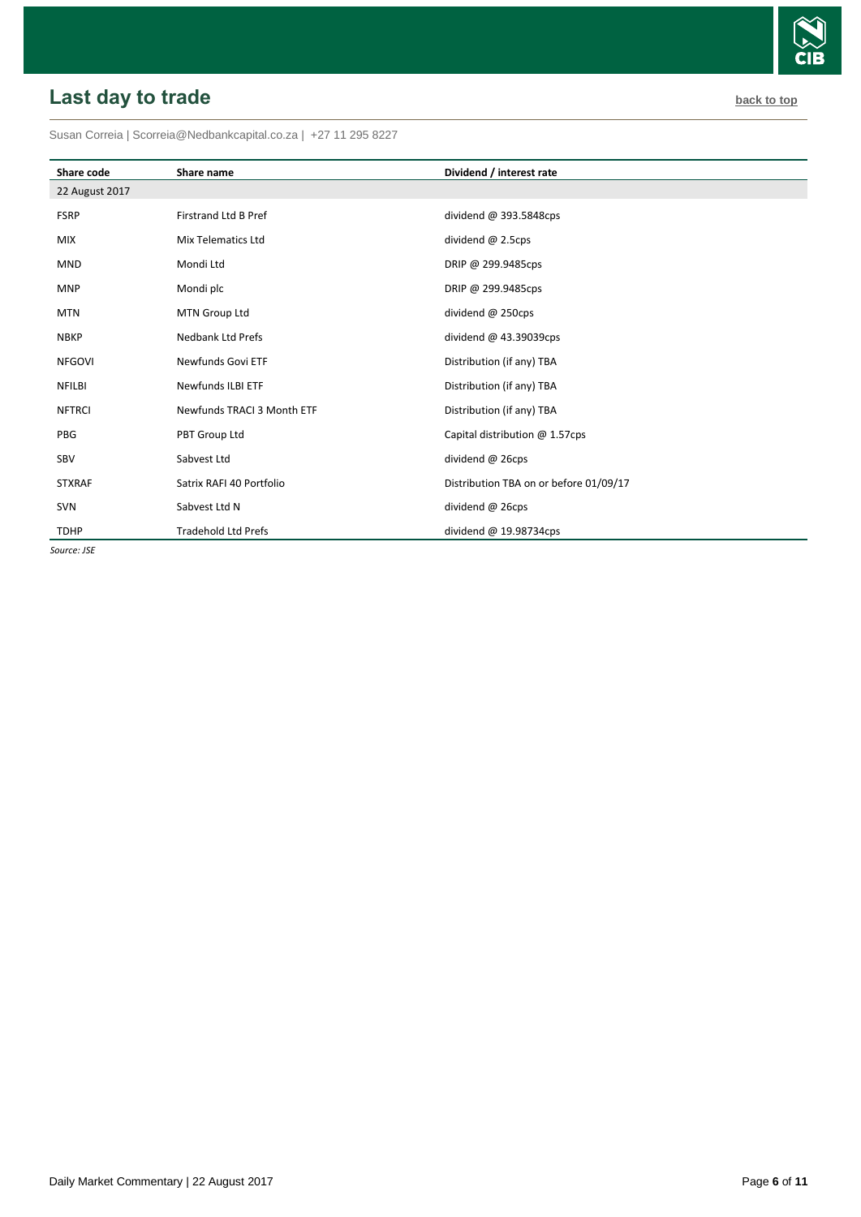## Last day to trade

back to top

Susan Correia | Scorreia@Nedbankcapital.co.za | +27 11 295 8227

| Share code | Share name | Dividend / interest rate |
|---|---|---|
| 22 August 2017 | | |
| FSRP | Firstrand Ltd B Pref | dividend @ 393.5848cps |
| MIX | Mix Telematics Ltd | dividend @ 2.5cps |
| MND | Mondi Ltd | DRIP @ 299.9485cps |
| MNP | Mondi plc | DRIP @ 299.9485cps |
| MTN | MTN Group Ltd | dividend @ 250cps |
| NBKP | Nedbank Ltd Prefs | dividend @ 43.39039cps |
| NFGOVI | Newfunds Govi ETF | Distribution (if any) TBA |
| NFILBI | Newfunds ILBI ETF | Distribution (if any) TBA |
| NFTRCI | Newfunds TRACI 3 Month ETF | Distribution (if any) TBA |
| PBG | PBT Group Ltd | Capital distribution @ 1.57cps |
| SBV | Sabvest Ltd | dividend @ 26cps |
| STXRAF | Satrix RAFI 40 Portfolio | Distribution TBA on or before 01/09/17 |
| SVN | Sabvest Ltd N | dividend @ 26cps |
| TDHP | Tradehold Ltd Prefs | dividend @ 19.98734cps |

*Source: JSE*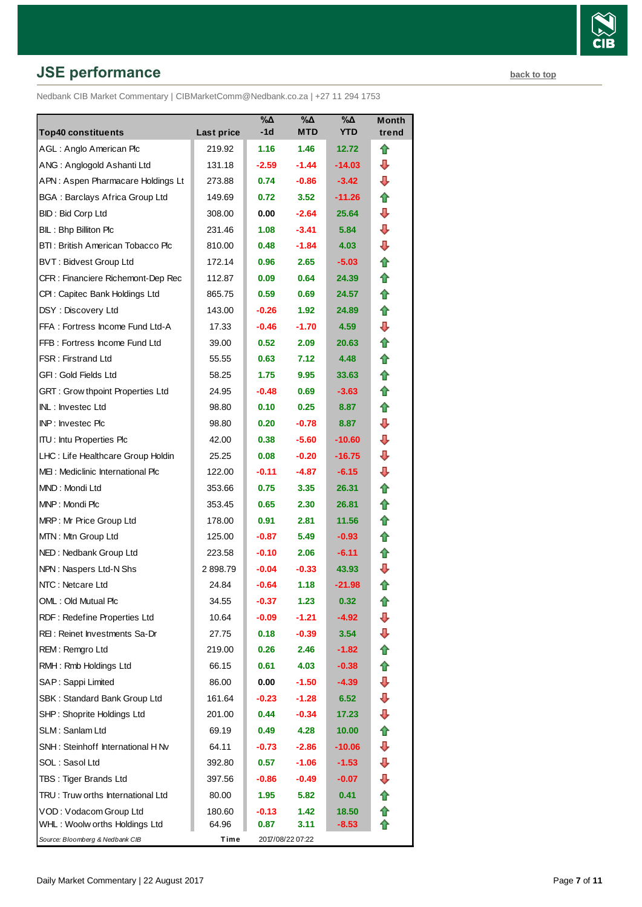## JSE performance

back to top

Nedbank CIB Market Commentary | CIBMarketComm@Nedbank.co.za | +27 11 294 1753

| Top40 constituents | Last price | %Δ -1d | %Δ MTD | %Δ YTD | Month trend |
|---|---|---|---|---|---|
| AGL : Anglo American Plc | 219.92 | 1.16 | 1.46 | 12.72 | ⇧ |
| ANG : Anglogold Ashanti Ltd | 131.18 | -2.59 | -1.44 | -14.03 | ⇩ |
| APN : Aspen Pharmacare Holdings Lt | 273.88 | 0.74 | -0.86 | -3.42 | ⇩ |
| BGA : Barclays Africa Group Ltd | 149.69 | 0.72 | 3.52 | -11.26 | ⇧ |
| BID : Bid Corp Ltd | 308.00 | 0.00 | -2.64 | 25.64 | ⇩ |
| BIL : Bhp Billiton Plc | 231.46 | 1.08 | -3.41 | 5.84 | ⇩ |
| BTI : British American Tobacco Plc | 810.00 | 0.48 | -1.84 | 4.03 | ⇩ |
| BVT : Bidvest Group Ltd | 172.14 | 0.96 | 2.65 | -5.03 | ⇧ |
| CFR : Financiere Richemont-Dep Rec | 112.87 | 0.09 | 0.64 | 24.39 | ⇧ |
| CPI : Capitec Bank Holdings Ltd | 865.75 | 0.59 | 0.69 | 24.57 | ⇧ |
| DSY : Discovery Ltd | 143.00 | -0.26 | 1.92 | 24.89 | ⇧ |
| FFA : Fortress Income Fund Ltd-A | 17.33 | -0.46 | -1.70 | 4.59 | ⇩ |
| FFB : Fortress Income Fund Ltd | 39.00 | 0.52 | 2.09 | 20.63 | ⇧ |
| FSR : Firstrand Ltd | 55.55 | 0.63 | 7.12 | 4.48 | ⇧ |
| GFI : Gold Fields Ltd | 58.25 | 1.75 | 9.95 | 33.63 | ⇧ |
| GRT : Growthpoint Properties Ltd | 24.95 | -0.48 | 0.69 | -3.63 | ⇧ |
| INL : Investec Ltd | 98.80 | 0.10 | 0.25 | 8.87 | ⇧ |
| INP : Investec Plc | 98.80 | 0.20 | -0.78 | 8.87 | ⇩ |
| ITU : Intu Properties Plc | 42.00 | 0.38 | -5.60 | -10.60 | ⇩ |
| LHC : Life Healthcare Group Holdin | 25.25 | 0.08 | -0.20 | -16.75 | ⇩ |
| MEI : Mediclinic International Plc | 122.00 | -0.11 | -4.87 | -6.15 | ⇩ |
| MND : Mondi Ltd | 353.66 | 0.75 | 3.35 | 26.31 | ⇧ |
| MNP : Mondi Plc | 353.45 | 0.65 | 2.30 | 26.81 | ⇧ |
| MRP : Mr Price Group Ltd | 178.00 | 0.91 | 2.81 | 11.56 | ⇧ |
| MTN : Mtn Group Ltd | 125.00 | -0.87 | 5.49 | -0.93 | ⇧ |
| NED : Nedbank Group Ltd | 223.58 | -0.10 | 2.06 | -6.11 | ⇧ |
| NPN : Naspers Ltd-N Shs | 2 898.79 | -0.04 | -0.33 | 43.93 | ⇩ |
| NTC : Netcare Ltd | 24.84 | -0.64 | 1.18 | -21.98 | ⇧ |
| OML : Old Mutual Plc | 34.55 | -0.37 | 1.23 | 0.32 | ⇧ |
| RDF : Redefine Properties Ltd | 10.64 | -0.09 | -1.21 | -4.92 | ⇩ |
| REI : Reinet Investments Sa-Dr | 27.75 | 0.18 | -0.39 | 3.54 | ⇩ |
| REM : Remgro Ltd | 219.00 | 0.26 | 2.46 | -1.82 | ⇧ |
| RMH : Rmb Holdings Ltd | 66.15 | 0.61 | 4.03 | -0.38 | ⇧ |
| SAP : Sappi Limited | 86.00 | 0.00 | -1.50 | -4.39 | ⇩ |
| SBK : Standard Bank Group Ltd | 161.64 | -0.23 | -1.28 | 6.52 | ⇩ |
| SHP : Shoprite Holdings Ltd | 201.00 | 0.44 | -0.34 | 17.23 | ⇩ |
| SLM : Sanlam Ltd | 69.19 | 0.49 | 4.28 | 10.00 | ⇧ |
| SNH : Steinhoff International H Nv | 64.11 | -0.73 | -2.86 | -10.06 | ⇩ |
| SOL : Sasol Ltd | 392.80 | 0.57 | -1.06 | -1.53 | ⇩ |
| TBS : Tiger Brands Ltd | 397.56 | -0.86 | -0.49 | -0.07 | ⇩ |
| TRU : Truworths International Ltd | 80.00 | 1.95 | 5.82 | 0.41 | ⇧ |
| VOD : Vodacom Group Ltd | 180.60 | -0.13 | 1.42 | 18.50 | ⇧ |
| WHL : Woolworths Holdings Ltd | 64.96 | 0.87 | 3.11 | -8.53 | ⇧ |
| *Source: Bloomberg & Nedbank CIB* | Time | 2017/08/22 07:22 | | | |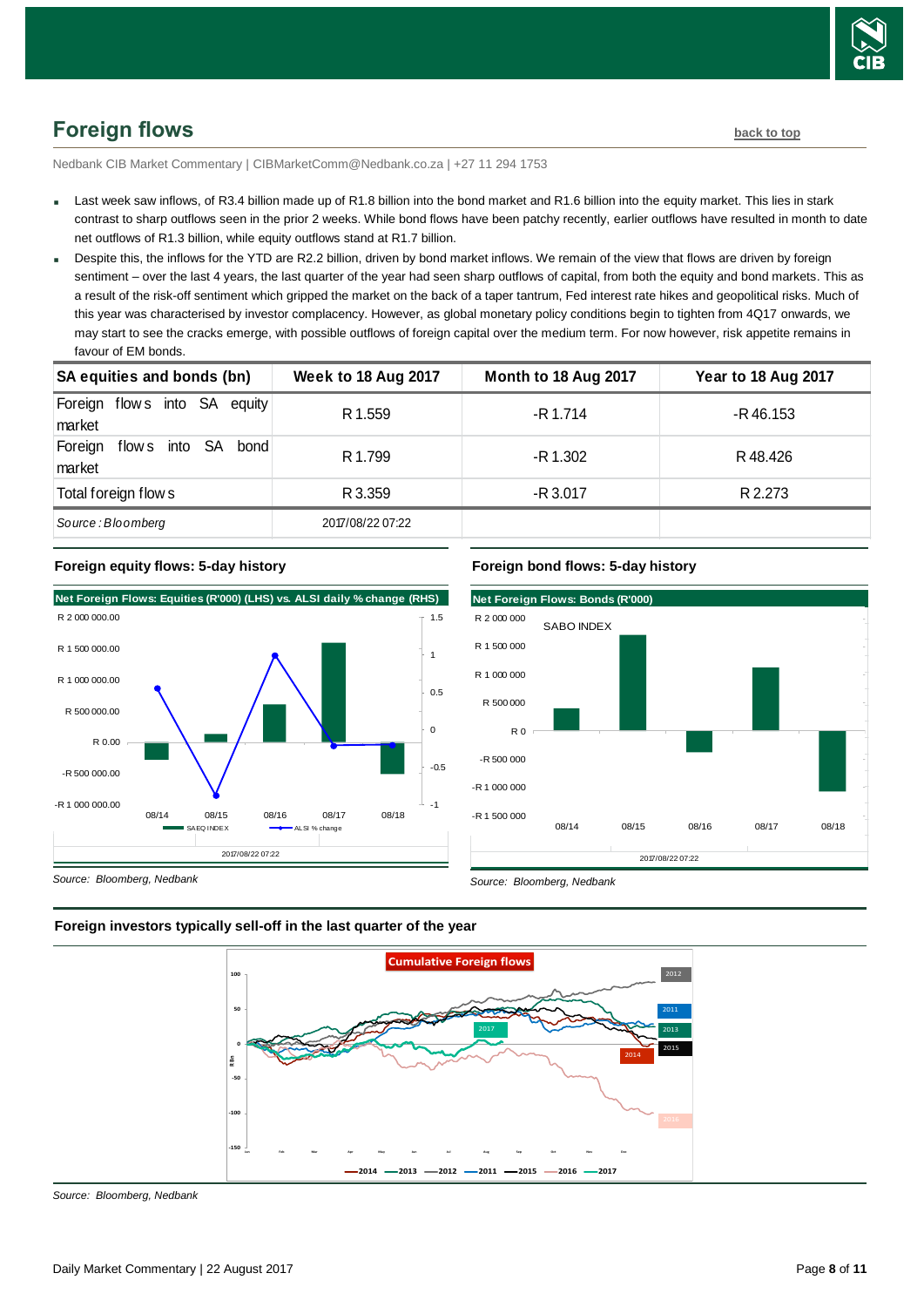## Foreign flows

Nedbank CIB Market Commentary | CIBMarketComm@Nedbank.co.za | +27 11 294 1753

- Last week saw inflows, of R3.4 billion made up of R1.8 billion into the bond market and R1.6 billion into the equity market. This lies in stark contrast to sharp outflows seen in the prior 2 weeks. While bond flows have been patchy recently, earlier outflows have resulted in month to date net outflows of R1.3 billion, while equity outflows stand at R1.7 billion.
- Despite this, the inflows for the YTD are R2.2 billion, driven by bond market inflows. We remain of the view that flows are driven by foreign sentiment – over the last 4 years, the last quarter of the year had seen sharp outflows of capital, from both the equity and bond markets. This as a result of the risk-off sentiment which gripped the market on the back of a taper tantrum, Fed interest rate hikes and geopolitical risks. Much of this year was characterised by investor complacency. However, as global monetary policy conditions begin to tighten from 4Q17 onwards, we may start to see the cracks emerge, with possible outflows of foreign capital over the medium term. For now however, risk appetite remains in favour of EM bonds.

| SA equities and bonds (bn) | Week to 18 Aug 2017 | Month to 18 Aug 2017 | Year to 18 Aug 2017 |
|---|---|---|---|
| Foreign flows into SA equity market | R 1.559 | -R 1.714 | -R 46.153 |
| Foreign flows into SA bond market | R 1.799 | -R 1.302 | R 48.426 |
| Total foreign flows | R 3.359 | -R 3.017 | R 2.273 |
| *Source : Bloomberg* | 2017/08/22 07:22 | | |

### Foreign equity flows: 5-day history

Source: Bloomberg, Nedbank

### Foreign bond flows: 5-day history

Source: Bloomberg, Nedbank

### Foreign investors typically sell-off in the last quarter of the year

Source: Bloomberg, Nedbank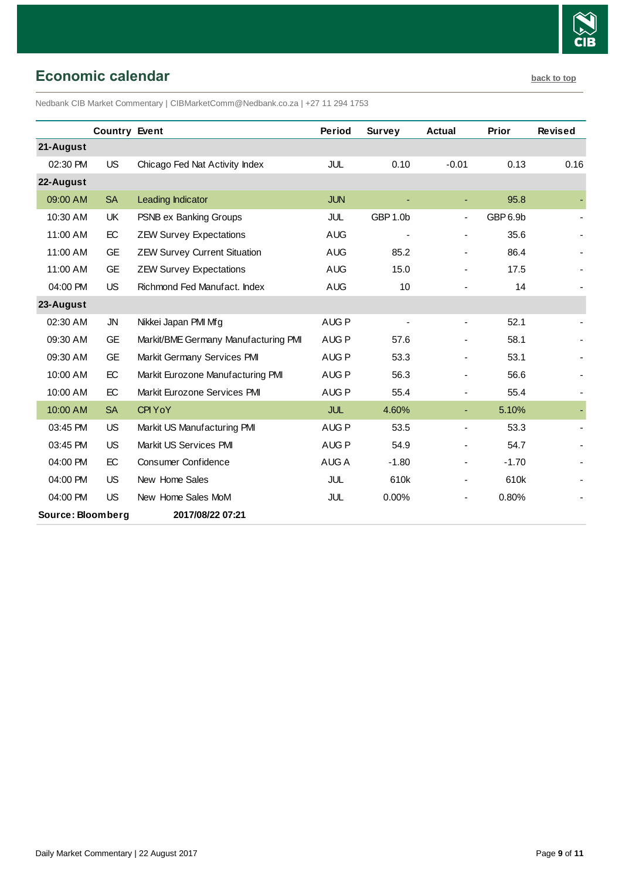## Economic calendar

back to top

Nedbank CIB Market Commentary | CIBMarketComm@Nedbank.co.za | +27 11 294 1753

| | Country | Event | Period | Survey | Actual | Prior | Revised |
|---|---|---|---|---|---|---|---|
| **21-August** | | | | | | | |
| 02:30 PM | US | Chicago Fed Nat Activity Index | JUL | 0.10 | -0.01 | 0.13 | 0.16 |
| **22-August** | | | | | | | |
| 09:00 AM | SA | Leading Indicator | JUN | - | - | 95.8 | - |
| 10:30 AM | UK | PSNB ex Banking Groups | JUL | GBP 1.0b | - | GBP 6.9b | - |
| 11:00 AM | EC | ZEW Survey Expectations | AUG | - | - | 35.6 | - |
| 11:00 AM | GE | ZEW Survey Current Situation | AUG | 85.2 | - | 86.4 | - |
| 11:00 AM | GE | ZEW Survey Expectations | AUG | 15.0 | - | 17.5 | - |
| 04:00 PM | US | Richmond Fed Manufact. Index | AUG | 10 | - | 14 | - |
| **23-August** | | | | | | | |
| 02:30 AM | JN | Nikkei Japan PMI Mfg | AUG P | - | - | 52.1 | - |
| 09:30 AM | GE | Markit/BME Germany Manufacturing PMI | AUG P | 57.6 | - | 58.1 | - |
| 09:30 AM | GE | Markit Germany Services PMI | AUG P | 53.3 | - | 53.1 | - |
| 10:00 AM | EC | Markit Eurozone Manufacturing PMI | AUG P | 56.3 | - | 56.6 | - |
| 10:00 AM | EC | Markit Eurozone Services PMI | AUG P | 55.4 | - | 55.4 | - |
| 10:00 AM | SA | CPI YoY | JUL | 4.60% | - | 5.10% | - |
| 03:45 PM | US | Markit US Manufacturing PMI | AUG P | 53.5 | - | 53.3 | - |
| 03:45 PM | US | Markit US Services PMI | AUG P | 54.9 | - | 54.7 | - |
| 04:00 PM | EC | Consumer Confidence | AUG A | -1.80 | - | -1.70 | - |
| 04:00 PM | US | New Home Sales | JUL | 610k | - | 610k | - |
| 04:00 PM | US | New Home Sales MoM | JUL | 0.00% | - | 0.80% | - |

**Source: Bloomberg** **2017/08/22 07:21**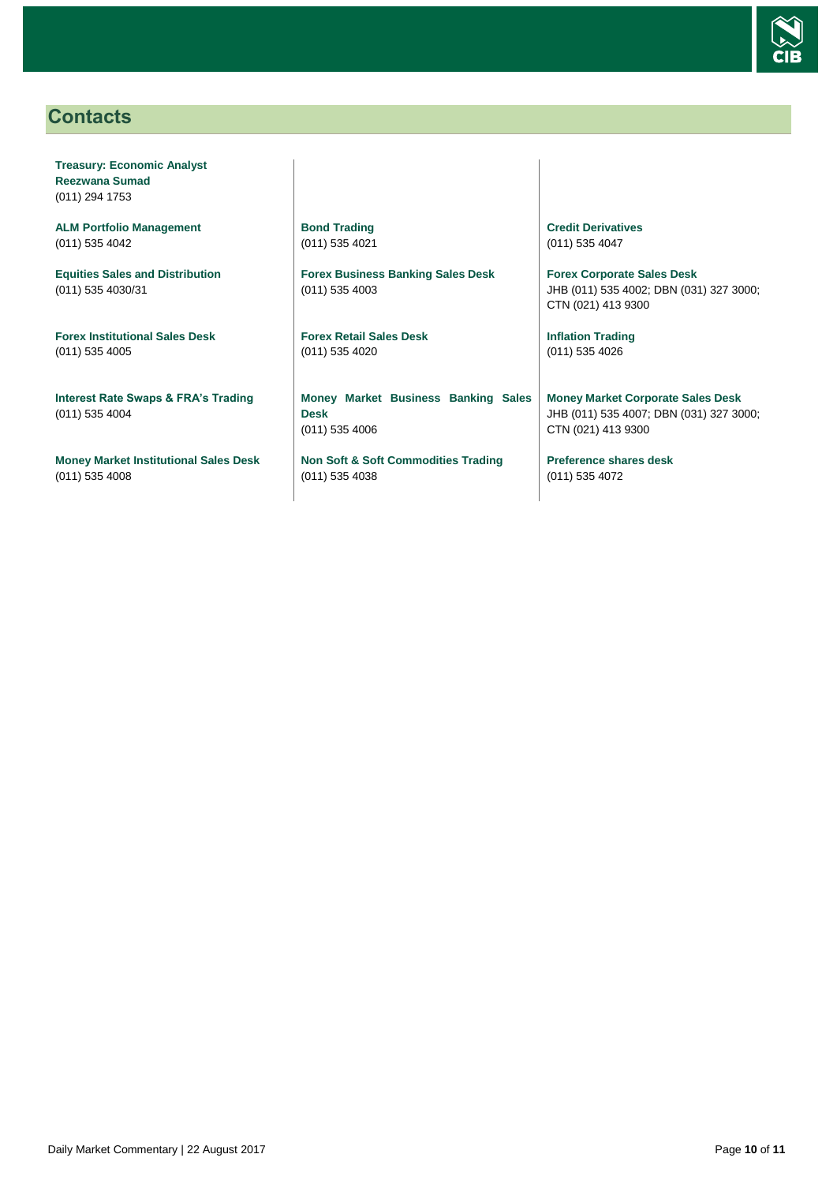## Contacts

**Treasury: Economic Analyst**
**Reezwana Sumad**
(011) 294 1753

**ALM Portfolio Management**
(011) 535 4042

**Equities Sales and Distribution**
(011) 535 4030/31

**Forex Institutional Sales Desk**
(011) 535 4005

**Interest Rate Swaps & FRA's Trading**
(011) 535 4004

**Money Market Institutional Sales Desk**
(011) 535 4008

**Bond Trading**
(011) 535 4021

**Forex Business Banking Sales Desk**
(011) 535 4003

**Forex Retail Sales Desk**
(011) 535 4020

**Money Market Business Banking Sales Desk**
(011) 535 4006

**Non Soft & Soft Commodities Trading**
(011) 535 4038

**Credit Derivatives**
(011) 535 4047

**Forex Corporate Sales Desk**
JHB (011) 535 4002; DBN (031) 327 3000; CTN (021) 413 9300

**Inflation Trading**
(011) 535 4026

**Money Market Corporate Sales Desk**
JHB (011) 535 4007; DBN (031) 327 3000; CTN (021) 413 9300

**Preference shares desk**
(011) 535 4072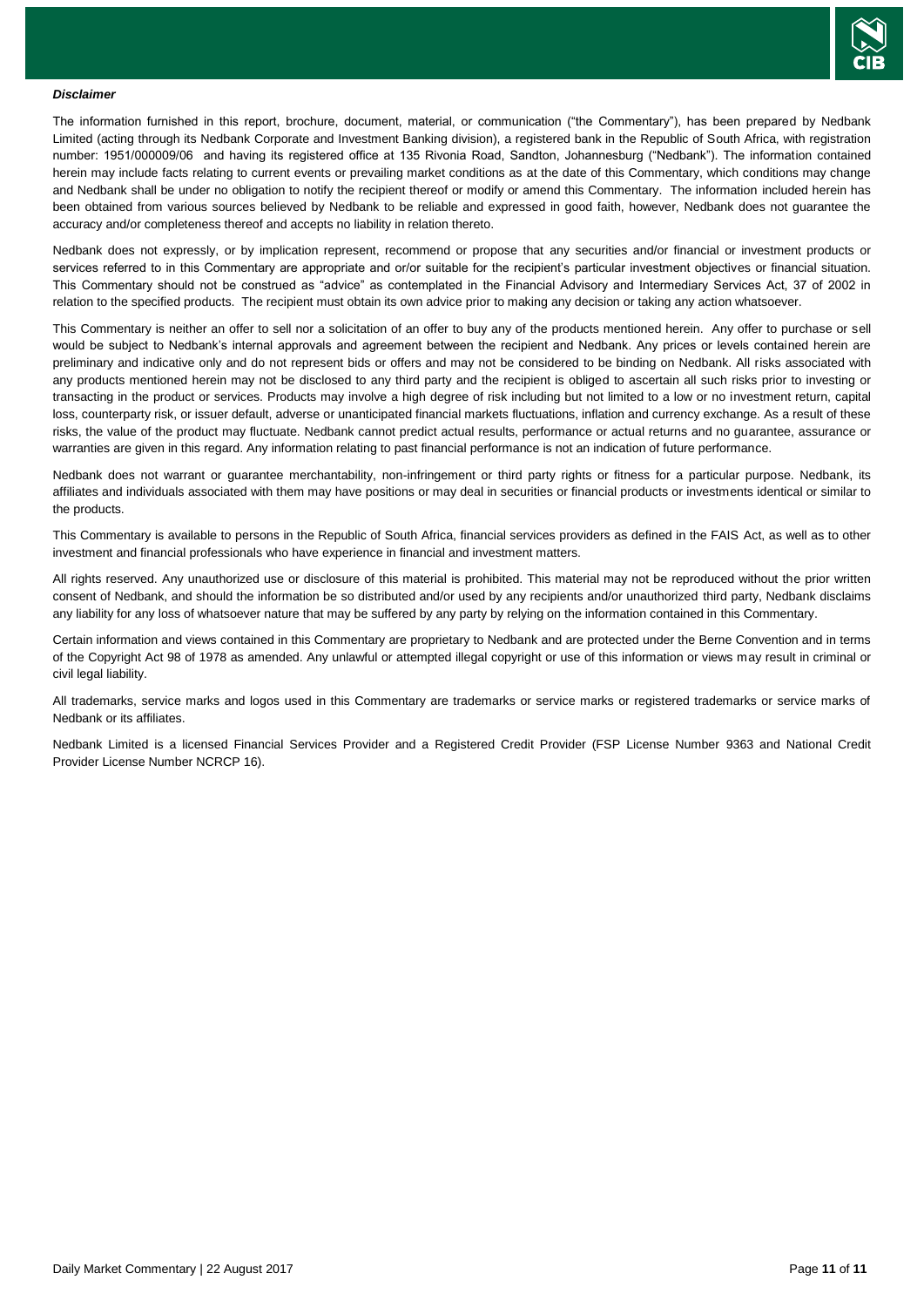***Disclaimer***

The information furnished in this report, brochure, document, material, or communication ("the Commentary"), has been prepared by Nedbank Limited (acting through its Nedbank Corporate and Investment Banking division), a registered bank in the Republic of South Africa, with registration number: 1951/000009/06 and having its registered office at 135 Rivonia Road, Sandton, Johannesburg ("Nedbank"). The information contained herein may include facts relating to current events or prevailing market conditions as at the date of this Commentary, which conditions may change and Nedbank shall be under no obligation to notify the recipient thereof or modify or amend this Commentary. The information included herein has been obtained from various sources believed by Nedbank to be reliable and expressed in good faith, however, Nedbank does not guarantee the accuracy and/or completeness thereof and accepts no liability in relation thereto.

Nedbank does not expressly, or by implication represent, recommend or propose that any securities and/or financial or investment products or services referred to in this Commentary are appropriate and or/or suitable for the recipient's particular investment objectives or financial situation. This Commentary should not be construed as "advice" as contemplated in the Financial Advisory and Intermediary Services Act, 37 of 2002 in relation to the specified products. The recipient must obtain its own advice prior to making any decision or taking any action whatsoever.

This Commentary is neither an offer to sell nor a solicitation of an offer to buy any of the products mentioned herein. Any offer to purchase or sell would be subject to Nedbank's internal approvals and agreement between the recipient and Nedbank. Any prices or levels contained herein are preliminary and indicative only and do not represent bids or offers and may not be considered to be binding on Nedbank. All risks associated with any products mentioned herein may not be disclosed to any third party and the recipient is obliged to ascertain all such risks prior to investing or transacting in the product or services. Products may involve a high degree of risk including but not limited to a low or no investment return, capital loss, counterparty risk, or issuer default, adverse or unanticipated financial markets fluctuations, inflation and currency exchange. As a result of these risks, the value of the product may fluctuate. Nedbank cannot predict actual results, performance or actual returns and no guarantee, assurance or warranties are given in this regard. Any information relating to past financial performance is not an indication of future performance.

Nedbank does not warrant or guarantee merchantability, non-infringement or third party rights or fitness for a particular purpose. Nedbank, its affiliates and individuals associated with them may have positions or may deal in securities or financial products or investments identical or similar to the products.

This Commentary is available to persons in the Republic of South Africa, financial services providers as defined in the FAIS Act, as well as to other investment and financial professionals who have experience in financial and investment matters.

All rights reserved. Any unauthorized use or disclosure of this material is prohibited. This material may not be reproduced without the prior written consent of Nedbank, and should the information be so distributed and/or used by any recipients and/or unauthorized third party, Nedbank disclaims any liability for any loss of whatsoever nature that may be suffered by any party by relying on the information contained in this Commentary.

Certain information and views contained in this Commentary are proprietary to Nedbank and are protected under the Berne Convention and in terms of the Copyright Act 98 of 1978 as amended. Any unlawful or attempted illegal copyright or use of this information or views may result in criminal or civil legal liability.

All trademarks, service marks and logos used in this Commentary are trademarks or service marks or registered trademarks or service marks of Nedbank or its affiliates.

Nedbank Limited is a licensed Financial Services Provider and a Registered Credit Provider (FSP License Number 9363 and National Credit Provider License Number NCRCP 16).